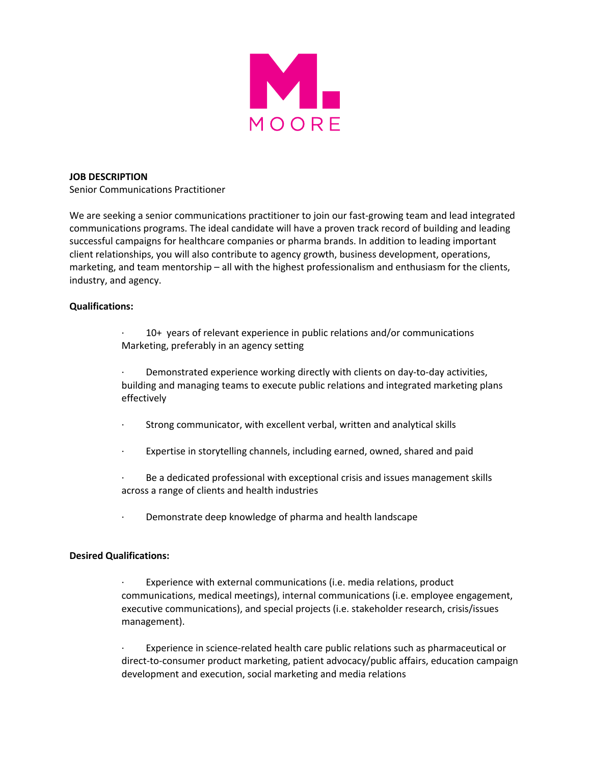M.
MOORE

**JOB DESCRIPTION**
Senior Communications Practitioner

We are seeking a senior communications practitioner to join our fast-growing team and lead integrated communications programs. The ideal candidate will have a proven track record of building and leading successful campaigns for healthcare companies or pharma brands. In addition to leading important client relationships, you will also contribute to agency growth, business development, operations, marketing, and team mentorship – all with the highest professionalism and enthusiasm for the clients, industry, and agency.

**Qualifications:**

- 10+ years of relevant experience in public relations and/or communications Marketing, preferably in an agency setting

- Demonstrated experience working directly with clients on day-to-day activities, building and managing teams to execute public relations and integrated marketing plans effectively

- Strong communicator, with excellent verbal, written and analytical skills

- Expertise in storytelling channels, including earned, owned, shared and paid

- Be a dedicated professional with exceptional crisis and issues management skills across a range of clients and health industries

- Demonstrate deep knowledge of pharma and health landscape

**Desired Qualifications:**

- Experience with external communications (i.e. media relations, product communications, medical meetings), internal communications (i.e. employee engagement, executive communications), and special projects (i.e. stakeholder research, crisis/issues management).

- Experience in science-related health care public relations such as pharmaceutical or direct-to-consumer product marketing, patient advocacy/public affairs, education campaign development and execution, social marketing and media relations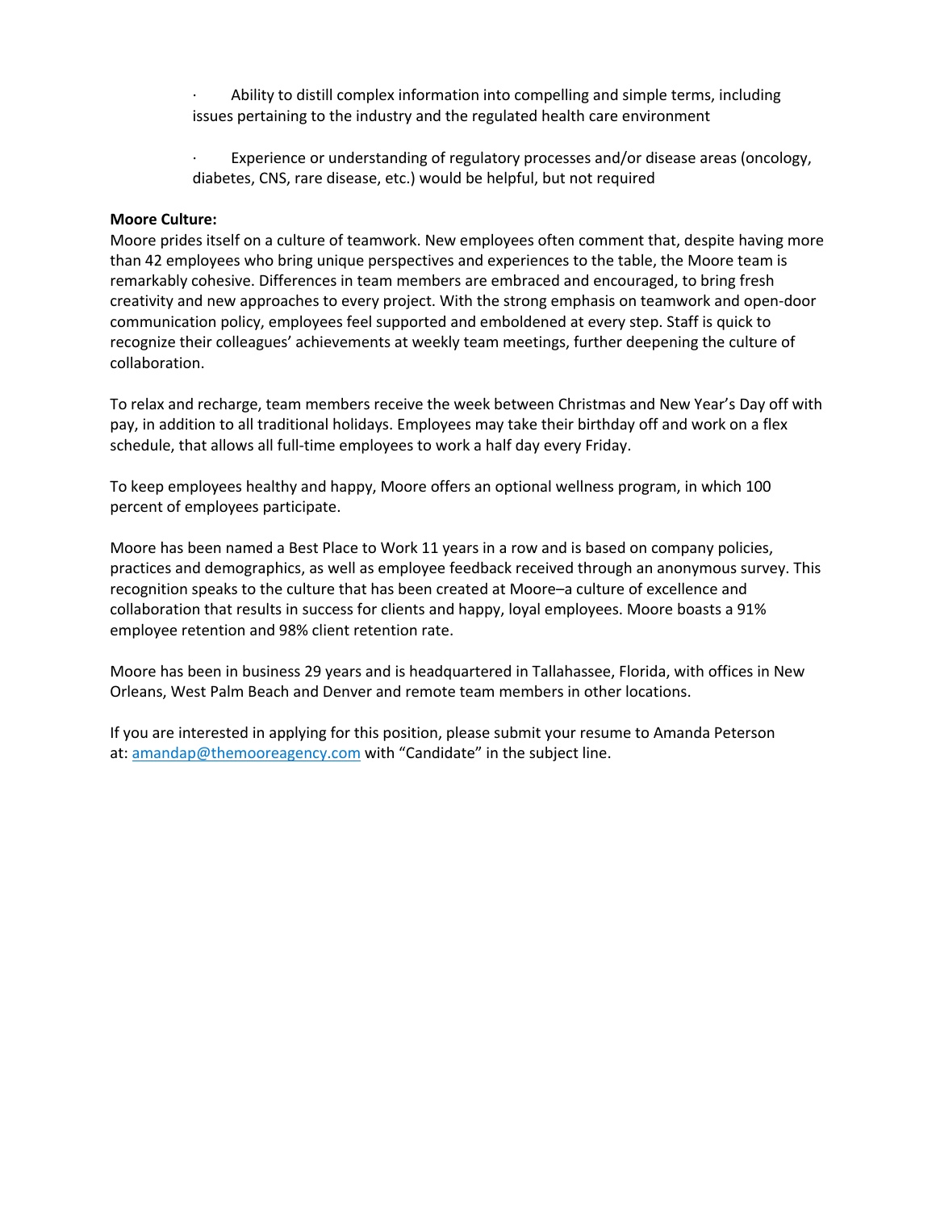- Ability to distill complex information into compelling and simple terms, including issues pertaining to the industry and the regulated health care environment

- Experience or understanding of regulatory processes and/or disease areas (oncology, diabetes, CNS, rare disease, etc.) would be helpful, but not required

**Moore Culture:**

Moore prides itself on a culture of teamwork. New employees often comment that, despite having more than 42 employees who bring unique perspectives and experiences to the table, the Moore team is remarkably cohesive. Differences in team members are embraced and encouraged, to bring fresh creativity and new approaches to every project. With the strong emphasis on teamwork and open-door communication policy, employees feel supported and emboldened at every step. Staff is quick to recognize their colleagues' achievements at weekly team meetings, further deepening the culture of collaboration.

To relax and recharge, team members receive the week between Christmas and New Year's Day off with pay, in addition to all traditional holidays. Employees may take their birthday off and work on a flex schedule, that allows all full-time employees to work a half day every Friday.

To keep employees healthy and happy, Moore offers an optional wellness program, in which 100 percent of employees participate.

Moore has been named a Best Place to Work 11 years in a row and is based on company policies, practices and demographics, as well as employee feedback received through an anonymous survey. This recognition speaks to the culture that has been created at Moore–a culture of excellence and collaboration that results in success for clients and happy, loyal employees. Moore boasts a 91% employee retention and 98% client retention rate.

Moore has been in business 29 years and is headquartered in Tallahassee, Florida, with offices in New Orleans, West Palm Beach and Denver and remote team members in other locations.

If you are interested in applying for this position, please submit your resume to Amanda Peterson at: [amandap@themooreagency.com](mailto:amandap@themooreagency.com) with "Candidate" in the subject line.